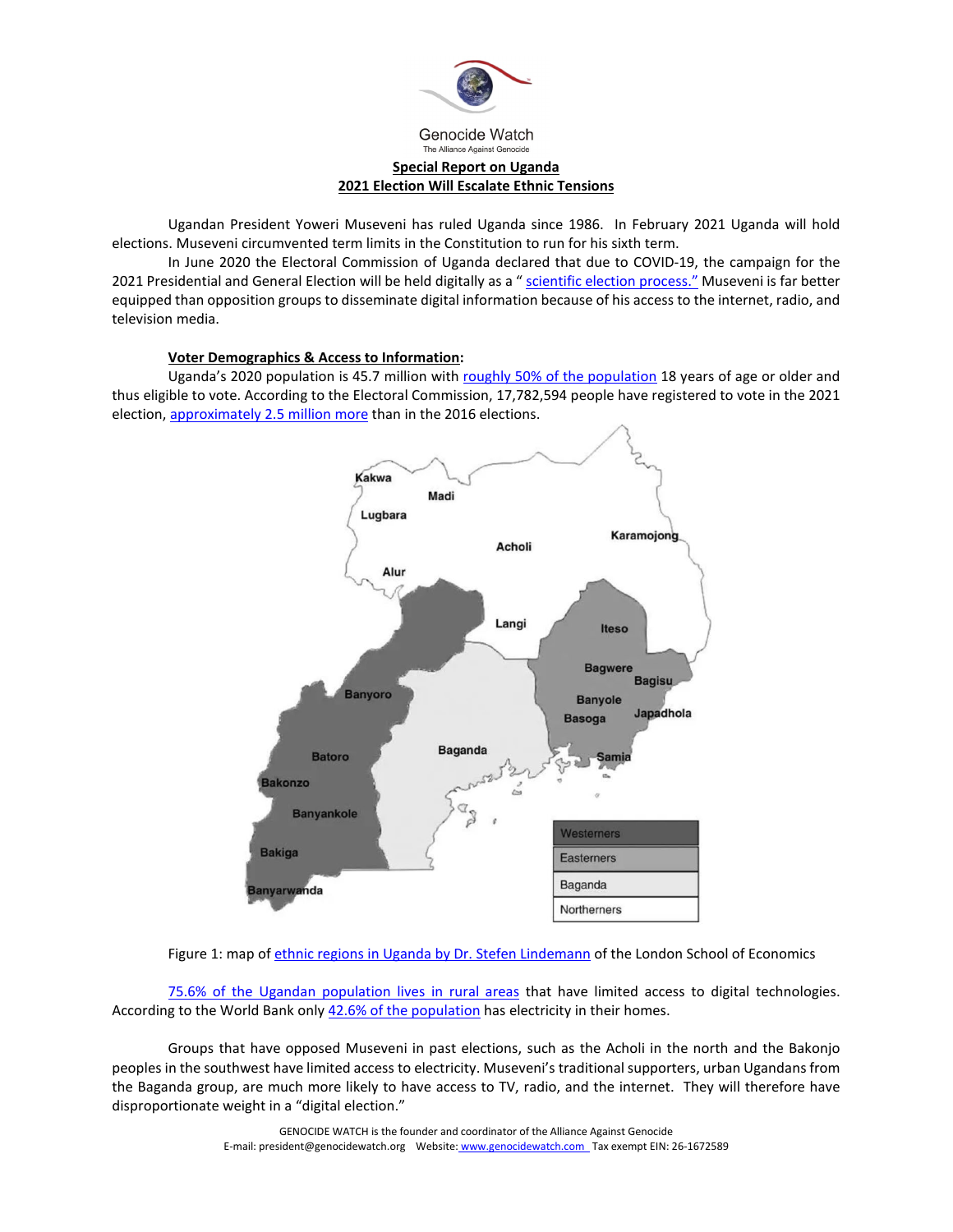Genocide Watch

The Alliance Against Genocide

**Special Report on Uganda**

**2021 Election Will Escalate Ethnic Tensions**

Ugandan President Yoweri Museveni has ruled Uganda since 1986. In February 2021 Uganda will hold elections. Museveni circumvented term limits in the Constitution to run for his sixth term.

In June 2020 the Electoral Commission of Uganda declared that due to COVID-19, the campaign for the 2021 Presidential and General Election will be held digitally as a " scientific election process." Museveni is far better equipped than opposition groups to disseminate digital information because of his access to the internet, radio, and television media.

**Voter Demographics & Access to Information:**

Uganda's 2020 population is 45.7 million with roughly 50% of the population 18 years of age or older and thus eligible to vote. According to the Electoral Commission, 17,782,594 people have registered to vote in the 2021 election, approximately 2.5 million more than in the 2016 elections.

Figure 1: map of ethnic regions in Uganda by Dr. Stefen Lindemann of the London School of Economics

75.6% of the Ugandan population lives in rural areas that have limited access to digital technologies. According to the World Bank only 42.6% of the population has electricity in their homes.

Groups that have opposed Museveni in past elections, such as the Acholi in the north and the Bakonjo peoples in the southwest have limited access to electricity. Museveni's traditional supporters, urban Ugandans from the Baganda group, are much more likely to have access to TV, radio, and the internet. They will therefore have disproportionate weight in a "digital election."

GENOCIDE WATCH is the founder and coordinator of the Alliance Against Genocide

E-mail: president@genocidewatch.org Website: www.genocidewatch.com Tax exempt EIN: 26-1672589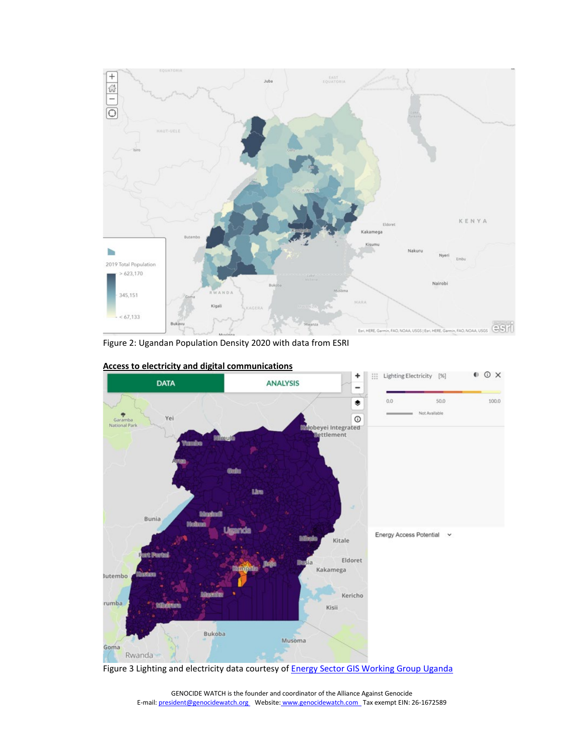Figure 2: Ugandan Population Density 2020 with data from ESRI

**Access to electricity and digital communications**

Figure 3 Lighting and electricity data courtesy of [Energy Sector GIS Working Group Uganda](#)

GENOCIDE WATCH is the founder and coordinator of the Alliance Against Genocide
E-mail: president@genocidewatch.org Website: www.genocidewatch.com Tax exempt EIN: 26-1672589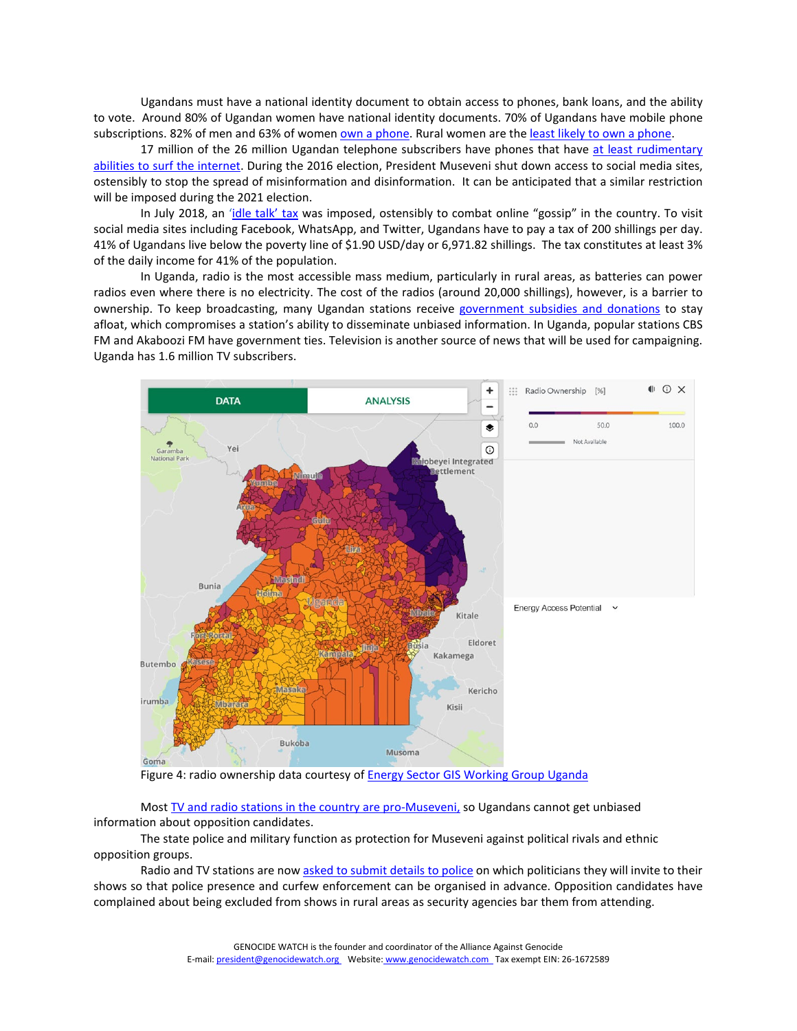Ugandans must have a national identity document to obtain access to phones, bank loans, and the ability to vote. Around 80% of Ugandan women have national identity documents. 70% of Ugandans have mobile phone subscriptions. 82% of men and 63% of women own a phone. Rural women are the least likely to own a phone.

17 million of the 26 million Ugandan telephone subscribers have phones that have at least rudimentary abilities to surf the internet. During the 2016 election, President Museveni shut down access to social media sites, ostensibly to stop the spread of misinformation and disinformation. It can be anticipated that a similar restriction will be imposed during the 2021 election.

In July 2018, an 'idle talk' tax was imposed, ostensibly to combat online "gossip" in the country. To visit social media sites including Facebook, WhatsApp, and Twitter, Ugandans have to pay a tax of 200 shillings per day. 41% of Ugandans live below the poverty line of $1.90 USD/day or 6,971.82 shillings. The tax constitutes at least 3% of the daily income for 41% of the population.

In Uganda, radio is the most accessible mass medium, particularly in rural areas, as batteries can power radios even where there is no electricity. The cost of the radios (around 20,000 shillings), however, is a barrier to ownership. To keep broadcasting, many Ugandan stations receive government subsidies and donations to stay afloat, which compromises a station's ability to disseminate unbiased information. In Uganda, popular stations CBS FM and Akaboozi FM have government ties. Television is another source of news that will be used for campaigning. Uganda has 1.6 million TV subscribers.

Figure 4: radio ownership data courtesy of Energy Sector GIS Working Group Uganda

Most TV and radio stations in the country are pro-Museveni, so Ugandans cannot get unbiased information about opposition candidates.

The state police and military function as protection for Museveni against political rivals and ethnic opposition groups.

Radio and TV stations are now asked to submit details to police on which politicians they will invite to their shows so that police presence and curfew enforcement can be organised in advance. Opposition candidates have complained about being excluded from shows in rural areas as security agencies bar them from attending.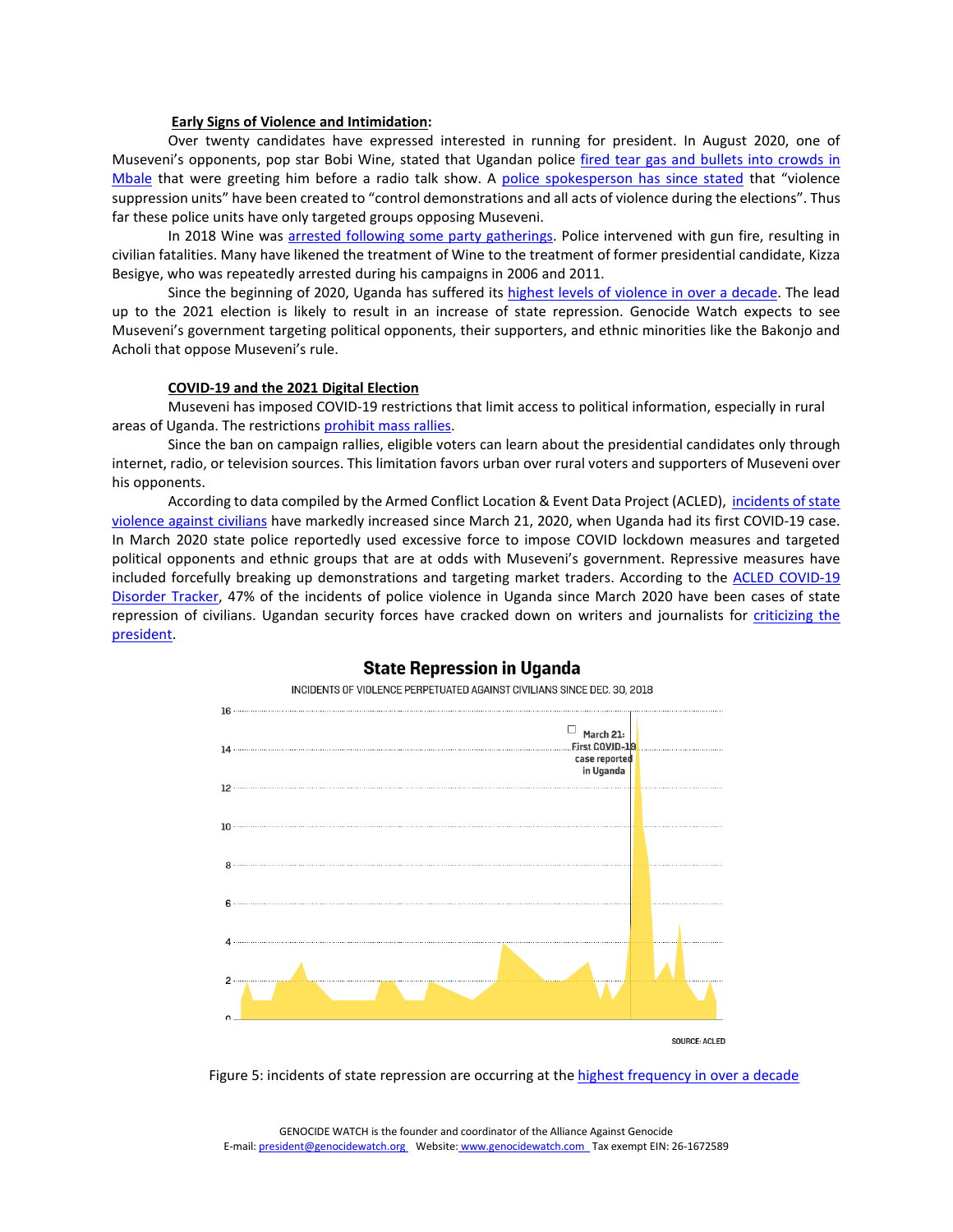**Early Signs of Violence and Intimidation:**

Over twenty candidates have expressed interested in running for president. In August 2020, one of Museveni's opponents, pop star Bobi Wine, stated that Ugandan police fired tear gas and bullets into crowds in Mbale that were greeting him before a radio talk show. A police spokesperson has since stated that "violence suppression units" have been created to "control demonstrations and all acts of violence during the elections". Thus far these police units have only targeted groups opposing Museveni.

In 2018 Wine was arrested following some party gatherings. Police intervened with gun fire, resulting in civilian fatalities. Many have likened the treatment of Wine to the treatment of former presidential candidate, Kizza Besigye, who was repeatedly arrested during his campaigns in 2006 and 2011.

Since the beginning of 2020, Uganda has suffered its highest levels of violence in over a decade. The lead up to the 2021 election is likely to result in an increase of state repression. Genocide Watch expects to see Museveni's government targeting political opponents, their supporters, and ethnic minorities like the Bakonjo and Acholi that oppose Museveni's rule.

**COVID-19 and the 2021 Digital Election**

Museveni has imposed COVID-19 restrictions that limit access to political information, especially in rural areas of Uganda. The restrictions prohibit mass rallies.

Since the ban on campaign rallies, eligible voters can learn about the presidential candidates only through internet, radio, or television sources. This limitation favors urban over rural voters and supporters of Museveni over his opponents.

According to data compiled by the Armed Conflict Location & Event Data Project (ACLED), incidents of state violence against civilians have markedly increased since March 21, 2020, when Uganda had its first COVID-19 case. In March 2020 state police reportedly used excessive force to impose COVID lockdown measures and targeted political opponents and ethnic groups that are at odds with Museveni's government. Repressive measures have included forcefully breaking up demonstrations and targeting market traders. According to the ACLED COVID-19 Disorder Tracker, 47% of the incidents of police violence in Uganda since March 2020 have been cases of state repression of civilians. Ugandan security forces have cracked down on writers and journalists for criticizing the president.

**State Repression in Uganda**

INCIDENTS OF VIOLENCE PERPETUATED AGAINST CIVILIANS SINCE DEC. 30, 2018

March 21: First COVID-19 case reported in Uganda

SOURCE: ACLED

Figure 5: incidents of state repression are occurring at the highest frequency in over a decade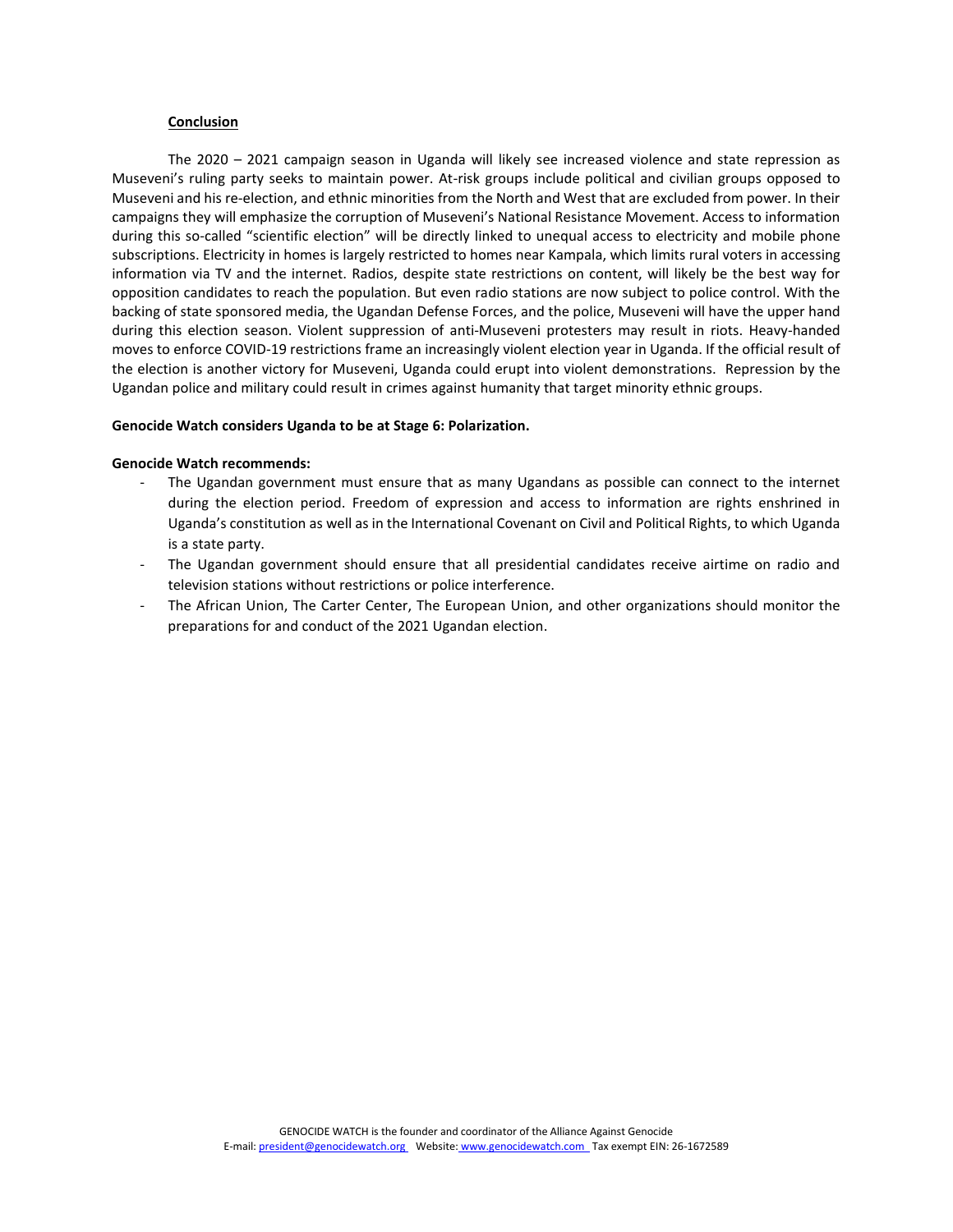## Conclusion

The 2020 – 2021 campaign season in Uganda will likely see increased violence and state repression as Museveni's ruling party seeks to maintain power. At-risk groups include political and civilian groups opposed to Museveni and his re-election, and ethnic minorities from the North and West that are excluded from power. In their campaigns they will emphasize the corruption of Museveni's National Resistance Movement. Access to information during this so-called "scientific election" will be directly linked to unequal access to electricity and mobile phone subscriptions. Electricity in homes is largely restricted to homes near Kampala, which limits rural voters in accessing information via TV and the internet. Radios, despite state restrictions on content, will likely be the best way for opposition candidates to reach the population. But even radio stations are now subject to police control. With the backing of state sponsored media, the Ugandan Defense Forces, and the police, Museveni will have the upper hand during this election season. Violent suppression of anti-Museveni protesters may result in riots. Heavy-handed moves to enforce COVID-19 restrictions frame an increasingly violent election year in Uganda. If the official result of the election is another victory for Museveni, Uganda could erupt into violent demonstrations. Repression by the Ugandan police and military could result in crimes against humanity that target minority ethnic groups.

**Genocide Watch considers Uganda to be at Stage 6: Polarization.**

**Genocide Watch recommends:**

- The Ugandan government must ensure that as many Ugandans as possible can connect to the internet during the election period. Freedom of expression and access to information are rights enshrined in Uganda's constitution as well as in the International Covenant on Civil and Political Rights, to which Uganda is a state party.
- The Ugandan government should ensure that all presidential candidates receive airtime on radio and television stations without restrictions or police interference.
- The African Union, The Carter Center, The European Union, and other organizations should monitor the preparations for and conduct of the 2021 Ugandan election.